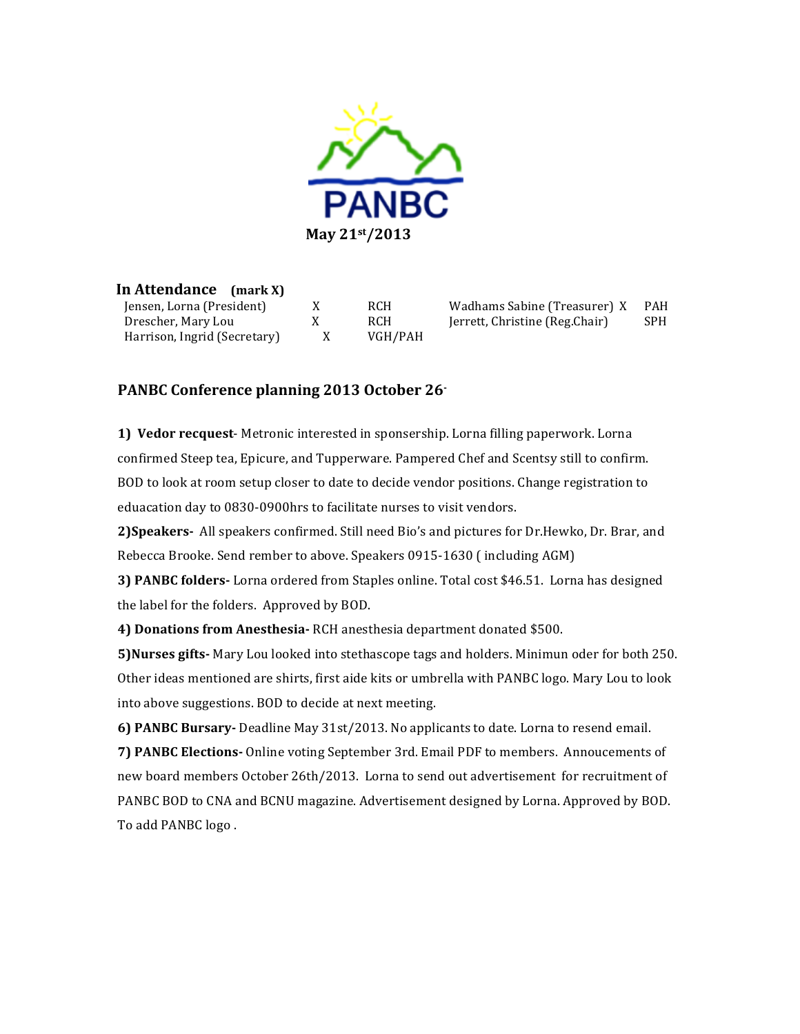PANBC

**May 21st/2013**

**In Attendance (mark X)**

| | | | | | |
|---|---|---|---|---|---|
| Jensen, Lorna (President) | X | RCH | Wadhams Sabine (Treasurer) | X | PAH |
| Drescher, Mary Lou | X | RCH | Jerrett, Christine (Reg.Chair) | | SPH |
| Harrison, Ingrid (Secretary) | X | VGH/PAH | | | |

## PANBC Conference planning 2013 October 26-

**1) Vedor recquest**- Metronic interested in sponsership. Lorna filling paperwork. Lorna confirmed Steep tea, Epicure, and Tupperware. Pampered Chef and Scentsy still to confirm. BOD to look at room setup closer to date to decide vendor positions. Change registration to eduacation day to 0830-0900hrs to facilitate nurses to visit vendors.

**2)Speakers-** All speakers confirmed. Still need Bio's and pictures for Dr.Hewko, Dr. Brar, and Rebecca Brooke. Send rember to above. Speakers 0915-1630 ( including AGM)

**3) PANBC folders-** Lorna ordered from Staples online. Total cost $46.51. Lorna has designed the label for the folders. Approved by BOD.

**4) Donations from Anesthesia-** RCH anesthesia department donated $500.

**5)Nurses gifts-** Mary Lou looked into stethascope tags and holders. Minimun oder for both 250. Other ideas mentioned are shirts, first aide kits or umbrella with PANBC logo. Mary Lou to look into above suggestions. BOD to decide at next meeting.

**6) PANBC Bursary-** Deadline May 31st/2013. No applicants to date. Lorna to resend email.

**7) PANBC Elections-** Online voting September 3rd. Email PDF to members. Annoucements of new board members October 26th/2013. Lorna to send out advertisement for recruitment of PANBC BOD to CNA and BCNU magazine. Advertisement designed by Lorna. Approved by BOD. To add PANBC logo .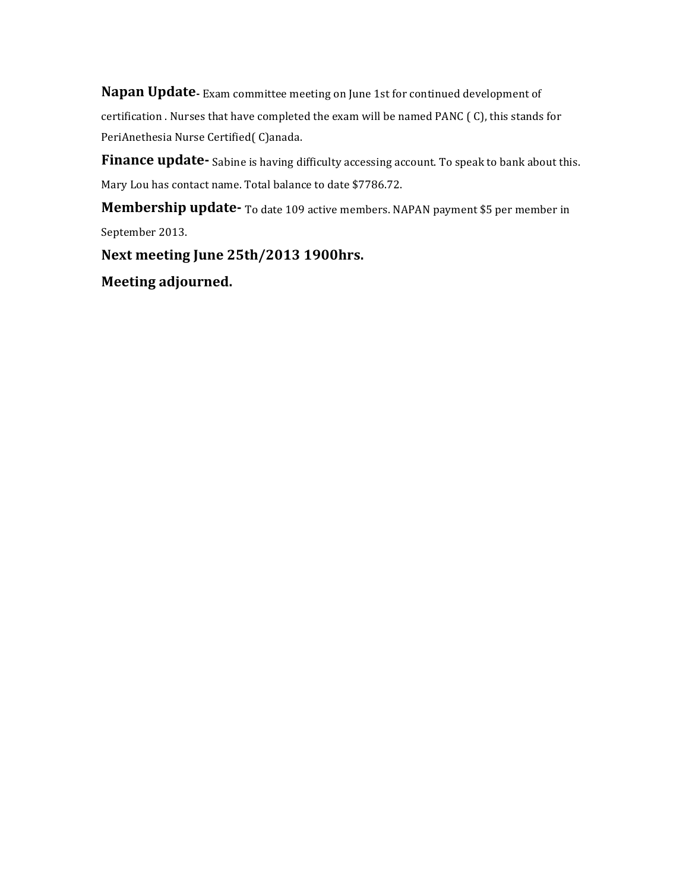**Napan Update**- Exam committee meeting on June 1st for continued development of certification . Nurses that have completed the exam will be named PANC ( C), this stands for PeriAnethesia Nurse Certified( C)anada.

**Finance update-** Sabine is having difficulty accessing account. To speak to bank about this. Mary Lou has contact name. Total balance to date $7786.72.

**Membership update-** To date 109 active members. NAPAN payment $5 per member in September 2013.

**Next meeting June 25th/2013 1900hrs.**

**Meeting adjourned.**